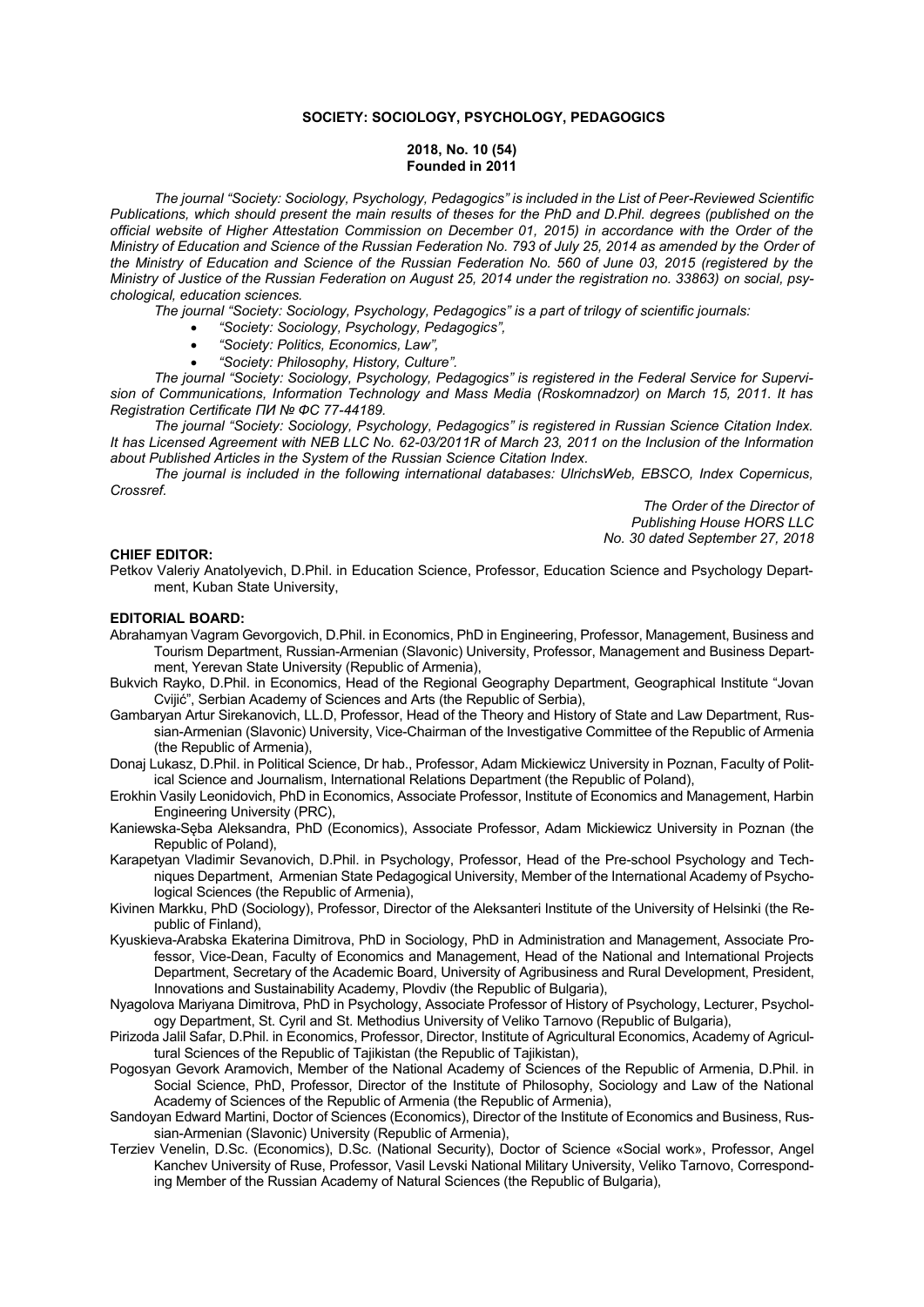**SOCIETY: SOCIOLOGY, PSYCHOLOGY, PEDAGOGICS**

**2018, No. 10 (54)**
**Founded in 2011**

*The journal "Society: Sociology, Psychology, Pedagogics" is included in the List of Peer-Reviewed Scientific Publications, which should present the main results of theses for the PhD and D.Phil. degrees (published on the official website of Higher Attestation Commission on December 01, 2015) in accordance with the Order of the Ministry of Education and Science of the Russian Federation No. 793 of July 25, 2014 as amended by the Order of the Ministry of Education and Science of the Russian Federation No. 560 of June 03, 2015 (registered by the Ministry of Justice of the Russian Federation on August 25, 2014 under the registration no. 33863) on social, psychological, education sciences.*

*The journal "Society: Sociology, Psychology, Pedagogics" is a part of trilogy of scientific journals:*

- *"Society: Sociology, Psychology, Pedagogics",*
- *"Society: Politics, Economics, Law",*
- *"Society: Philosophy, History, Culture".*

*The journal "Society: Sociology, Psychology, Pedagogics" is registered in the Federal Service for Supervision of Communications, Information Technology and Mass Media (Roskomnadzor) on March 15, 2011. It has Registration Certificate ПИ № ФС 77-44189.*

*The journal "Society: Sociology, Psychology, Pedagogics" is registered in Russian Science Citation Index. It has Licensed Agreement with NEB LLC No. 62-03/2011R of March 23, 2011 on the Inclusion of the Information about Published Articles in the System of the Russian Science Citation Index.*

*The journal is included in the following international databases: UlrichsWeb, EBSCO, Index Copernicus, Crossref.*

*The Order of the Director of*
*Publishing House HORS LLC*
*No. 30 dated September 27, 2018*

**CHIEF EDITOR:**

Petkov Valeriy Anatolyevich, D.Phil. in Education Science, Professor, Education Science and Psychology Department, Kuban State University,

**EDITORIAL BOARD:**

Abrahamyan Vagram Gevorgovich, D.Phil. in Economics, PhD in Engineering, Professor, Management, Business and Tourism Department, Russian-Armenian (Slavonic) University, Professor, Management and Business Department, Yerevan State University (Republic of Armenia),

Bukvich Rayko, D.Phil. in Economics, Head of the Regional Geography Department, Geographical Institute "Jovan Cvijić", Serbian Academy of Sciences and Arts (the Republic of Serbia),

Gambaryan Artur Sirekanovich, LL.D, Professor, Head of the Theory and History of State and Law Department, Russian-Armenian (Slavonic) University, Vice-Chairman of the Investigative Committee of the Republic of Armenia (the Republic of Armenia),

Donaj Lukasz, D.Phil. in Political Science, Dr hab., Professor, Adam Mickiewicz University in Poznan, Faculty of Political Science and Journalism, International Relations Department (the Republic of Poland),

Erokhin Vasily Leonidovich, PhD in Economics, Associate Professor, Institute of Economics and Management, Harbin Engineering University (PRC),

Kaniewska-Sęba Aleksandra, PhD (Economics), Associate Professor, Adam Mickiewicz University in Poznan (the Republic of Poland),

Karapetyan Vladimir Sevanovich, D.Phil. in Psychology, Professor, Head of the Pre-school Psychology and Techniques Department, Armenian State Pedagogical University, Member of the International Academy of Psychological Sciences (the Republic of Armenia),

Kivinen Markku, PhD (Sociology), Professor, Director of the Aleksanteri Institute of the University of Helsinki (the Republic of Finland),

Kyuskieva-Arabska Ekaterina Dimitrova, PhD in Sociology, PhD in Administration and Management, Associate Professor, Vice-Dean, Faculty of Economics and Management, Head of the National and International Projects Department, Secretary of the Academic Board, University of Agribusiness and Rural Development, President, Innovations and Sustainability Academy, Plovdiv (the Republic of Bulgaria),

Nyagolova Mariyana Dimitrova, PhD in Psychology, Associate Professor of History of Psychology, Lecturer, Psychology Department, St. Cyril and St. Methodius University of Veliko Tarnovo (Republic of Bulgaria),

Pirizoda Jalil Safar, D.Phil. in Economics, Professor, Director, Institute of Agricultural Economics, Academy of Agricultural Sciences of the Republic of Tajikistan (the Republic of Tajikistan),

Pogosyan Gevork Aramovich, Member of the National Academy of Sciences of the Republic of Armenia, D.Phil. in Social Science, PhD, Professor, Director of the Institute of Philosophy, Sociology and Law of the National Academy of Sciences of the Republic of Armenia (the Republic of Armenia),

Sandoyan Edward Martini, Doctor of Sciences (Economics), Director of the Institute of Economics and Business, Russian-Armenian (Slavonic) University (Republic of Armenia),

Terziev Venelin, D.Sc. (Economics), D.Sc. (National Security), Doctor of Science «Social work», Professor, Angel Kanchev University of Ruse, Professor, Vasil Levski National Military University, Veliko Tarnovo, Corresponding Member of the Russian Academy of Natural Sciences (the Republic of Bulgaria),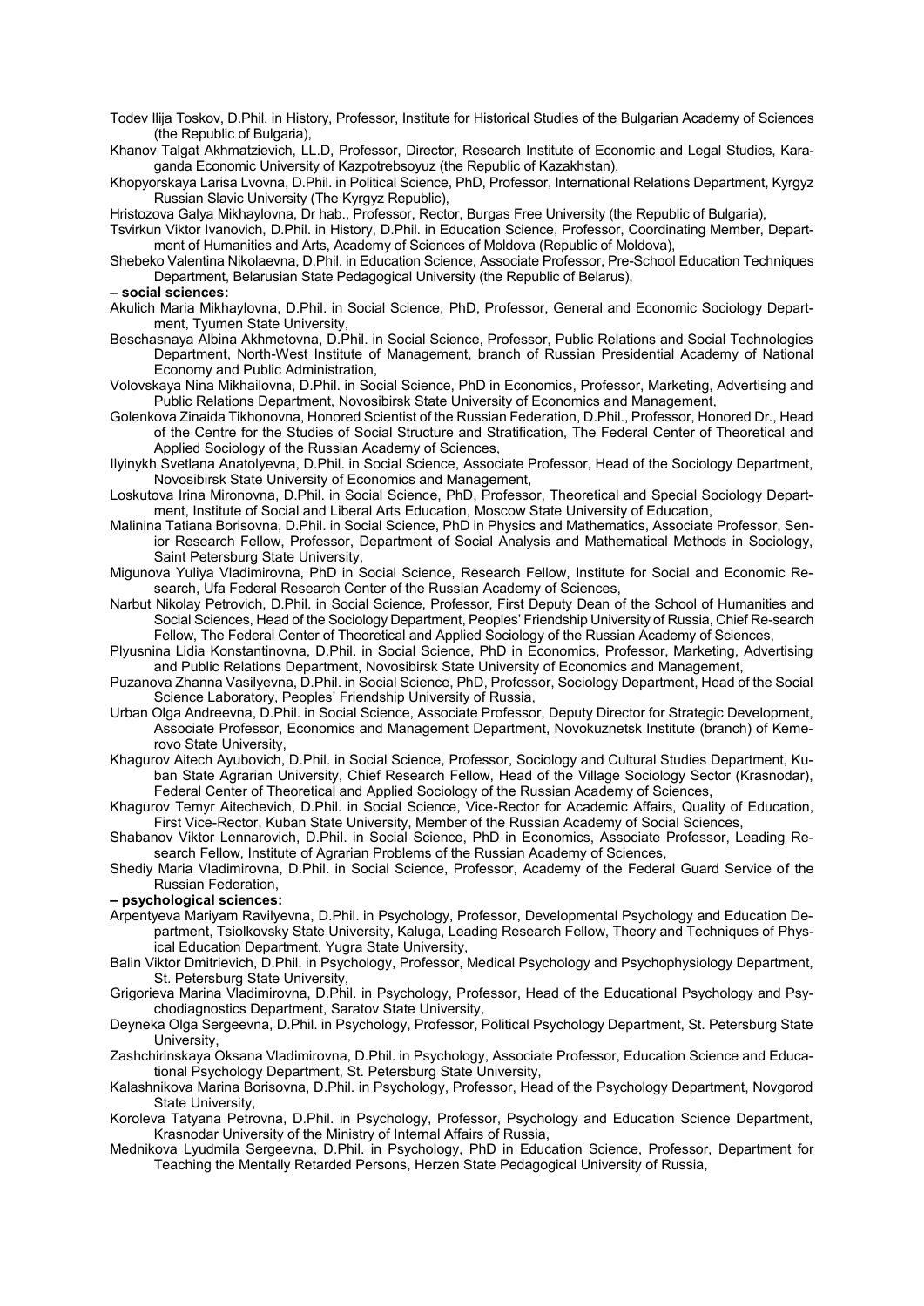Todev Ilija Toskov, D.Phil. in History, Professor, Institute for Historical Studies of the Bulgarian Academy of Sciences (the Republic of Bulgaria),

Khanov Talgat Akhmatzievich, LL.D, Professor, Director, Research Institute of Economic and Legal Studies, Karaganda Economic University of Kazpotrebsoyuz (the Republic of Kazakhstan),

Khopyorskaya Larisa Lvovna, D.Phil. in Political Science, PhD, Professor, International Relations Department, Kyrgyz Russian Slavic University (The Kyrgyz Republic),

Hristozova Galya Mikhaylovna, Dr hab., Professor, Rector, Burgas Free University (the Republic of Bulgaria),

Tsvirkun Viktor Ivanovich, D.Phil. in History, D.Phil. in Education Science, Professor, Coordinating Member, Department of Humanities and Arts, Academy of Sciences of Moldova (Republic of Moldova),

Shebeko Valentina Nikolaevna, D.Phil. in Education Science, Associate Professor, Pre-School Education Techniques Department, Belarusian State Pedagogical University (the Republic of Belarus),

**– social sciences:**

Akulich Maria Mikhaylovna, D.Phil. in Social Science, PhD, Professor, General and Economic Sociology Department, Tyumen State University,

Beschasnaya Albina Akhmetovna, D.Phil. in Social Science, Professor, Public Relations and Social Technologies Department, North-West Institute of Management, branch of Russian Presidential Academy of National Economy and Public Administration,

Volovskaya Nina Mikhailovna, D.Phil. in Social Science, PhD in Economics, Professor, Marketing, Advertising and Public Relations Department, Novosibirsk State University of Economics and Management,

Golenkova Zinaida Tikhonovna, Honored Scientist of the Russian Federation, D.Phil., Professor, Honored Dr., Head of the Centre for the Studies of Social Structure and Stratification, The Federal Center of Theoretical and Applied Sociology of the Russian Academy of Sciences,

Ilyinykh Svetlana Anatolyevna, D.Phil. in Social Science, Associate Professor, Head of the Sociology Department, Novosibirsk State University of Economics and Management,

Loskutova Irina Mironovna, D.Phil. in Social Science, PhD, Professor, Theoretical and Special Sociology Department, Institute of Social and Liberal Arts Education, Moscow State University of Education,

Malinina Tatiana Borisovna, D.Phil. in Social Science, PhD in Physics and Mathematics, Associate Professor, Senior Research Fellow, Professor, Department of Social Analysis and Mathematical Methods in Sociology, Saint Petersburg State University,

Migunova Yuliya Vladimirovna, PhD in Social Science, Research Fellow, Institute for Social and Economic Research, Ufa Federal Research Center of the Russian Academy of Sciences,

Narbut Nikolay Petrovich, D.Phil. in Social Science, Professor, First Deputy Dean of the School of Humanities and Social Sciences, Head of the Sociology Department, Peoples' Friendship University of Russia, Chief Re-search Fellow, The Federal Center of Theoretical and Applied Sociology of the Russian Academy of Sciences,

Plyusnina Lidia Konstantinovna, D.Phil. in Social Science, PhD in Economics, Professor, Marketing, Advertising and Public Relations Department, Novosibirsk State University of Economics and Management,

Puzanova Zhanna Vasilyevna, D.Phil. in Social Science, PhD, Professor, Sociology Department, Head of the Social Science Laboratory, Peoples' Friendship University of Russia,

Urban Olga Andreevna, D.Phil. in Social Science, Associate Professor, Deputy Director for Strategic Development, Associate Professor, Economics and Management Department, Novokuznetsk Institute (branch) of Kemerovo State University,

Khagurov Aitech Ayubovich, D.Phil. in Social Science, Professor, Sociology and Cultural Studies Department, Kuban State Agrarian University, Chief Research Fellow, Head of the Village Sociology Sector (Krasnodar), Federal Center of Theoretical and Applied Sociology of the Russian Academy of Sciences,

Khagurov Temyr Aitechevich, D.Phil. in Social Science, Vice-Rector for Academic Affairs, Quality of Education, First Vice-Rector, Kuban State University, Member of the Russian Academy of Social Sciences,

Shabanov Viktor Lennarovich, D.Phil. in Social Science, PhD in Economics, Associate Professor, Leading Research Fellow, Institute of Agrarian Problems of the Russian Academy of Sciences,

Shediy Maria Vladimirovna, D.Phil. in Social Science, Professor, Academy of the Federal Guard Service of the Russian Federation,

**– psychological sciences:**

Arpentyeva Mariyam Ravilyevna, D.Phil. in Psychology, Professor, Developmental Psychology and Education Department, Tsiolkovsky State University, Kaluga, Leading Research Fellow, Theory and Techniques of Physical Education Department, Yugra State University,

Balin Viktor Dmitrievich, D.Phil. in Psychology, Professor, Medical Psychology and Psychophysiology Department, St. Petersburg State University,

Grigorieva Marina Vladimirovna, D.Phil. in Psychology, Professor, Head of the Educational Psychology and Psychodiagnostics Department, Saratov State University,

Deyneka Olga Sergeevna, D.Phil. in Psychology, Professor, Political Psychology Department, St. Petersburg State University,

Zashchirinskaya Oksana Vladimirovna, D.Phil. in Psychology, Associate Professor, Education Science and Educational Psychology Department, St. Petersburg State University,

Kalashnikova Marina Borisovna, D.Phil. in Psychology, Professor, Head of the Psychology Department, Novgorod State University,

Koroleva Tatyana Petrovna, D.Phil. in Psychology, Professor, Psychology and Education Science Department, Krasnodar University of the Ministry of Internal Affairs of Russia,

Mednikova Lyudmila Sergeevna, D.Phil. in Psychology, PhD in Education Science, Professor, Department for Teaching the Mentally Retarded Persons, Herzen State Pedagogical University of Russia,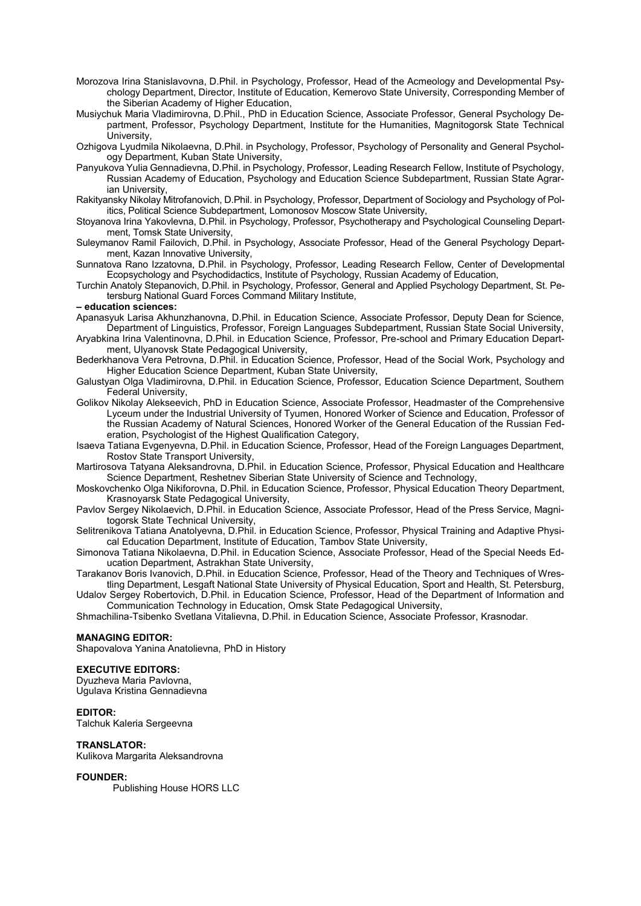Morozova Irina Stanislavovna, D.Phil. in Psychology, Professor, Head of the Acmeology and Developmental Psychology Department, Director, Institute of Education, Kemerovo State University, Corresponding Member of the Siberian Academy of Higher Education,

Musiychuk Maria Vladimirovna, D.Phil., PhD in Education Science, Associate Professor, General Psychology Department, Professor, Psychology Department, Institute for the Humanities, Magnitogorsk State Technical University,

Ozhigova Lyudmila Nikolaevna, D.Phil. in Psychology, Professor, Psychology of Personality and General Psychology Department, Kuban State University,

Panyukova Yulia Gennadievna, D.Phil. in Psychology, Professor, Leading Research Fellow, Institute of Psychology, Russian Academy of Education, Psychology and Education Science Subdepartment, Russian State Agrarian University,

Rakityansky Nikolay Mitrofanovich, D.Phil. in Psychology, Professor, Department of Sociology and Psychology of Politics, Political Science Subdepartment, Lomonosov Moscow State University,

Stoyanova Irina Yakovlevna, D.Phil. in Psychology, Professor, Psychotherapy and Psychological Counseling Department, Tomsk State University,

Suleymanov Ramil Failovich, D.Phil. in Psychology, Associate Professor, Head of the General Psychology Department, Kazan Innovative University,

Sunnatova Rano Izzatovna, D.Phil. in Psychology, Professor, Leading Research Fellow, Center of Developmental Ecopsychology and Psychodidactics, Institute of Psychology, Russian Academy of Education,

Turchin Anatoly Stepanovich, D.Phil. in Psychology, Professor, General and Applied Psychology Department, St. Petersburg National Guard Forces Command Military Institute,

**– education sciences:**

Apanasyuk Larisa Akhunzhanovna, D.Phil. in Education Science, Associate Professor, Deputy Dean for Science, Department of Linguistics, Professor, Foreign Languages Subdepartment, Russian State Social University,

Aryabkina Irina Valentinovna, D.Phil. in Education Science, Professor, Pre-school and Primary Education Department, Ulyanovsk State Pedagogical University,

Bederkhanova Vera Petrovna, D.Phil. in Education Science, Professor, Head of the Social Work, Psychology and Higher Education Science Department, Kuban State University,

Galustyan Olga Vladimirovna, D.Phil. in Education Science, Professor, Education Science Department, Southern Federal University,

Golikov Nikolay Alekseevich, PhD in Education Science, Associate Professor, Headmaster of the Comprehensive Lyceum under the Industrial University of Tyumen, Honored Worker of Science and Education, Professor of the Russian Academy of Natural Sciences, Honored Worker of the General Education of the Russian Federation, Psychologist of the Highest Qualification Category,

Isaeva Tatiana Evgenyevna, D.Phil. in Education Science, Professor, Head of the Foreign Languages Department, Rostov State Transport University,

Martirosova Tatyana Aleksandrovna, D.Phil. in Education Science, Professor, Physical Education and Healthcare Science Department, Reshetnev Siberian State University of Science and Technology,

Moskovchenko Olga Nikiforovna, D.Phil. in Education Science, Professor, Physical Education Theory Department, Krasnoyarsk State Pedagogical University,

Pavlov Sergey Nikolaevich, D.Phil. in Education Science, Associate Professor, Head of the Press Service, Magnitogorsk State Technical University,

Selitrenikova Tatiana Anatolyevna, D.Phil. in Education Science, Professor, Physical Training and Adaptive Physical Education Department, Institute of Education, Tambov State University,

Simonova Tatiana Nikolaevna, D.Phil. in Education Science, Associate Professor, Head of the Special Needs Education Department, Astrakhan State University,

Tarakanov Boris Ivanovich, D.Phil. in Education Science, Professor, Head of the Theory and Techniques of Wrestling Department, Lesgaft National State University of Physical Education, Sport and Health, St. Petersburg,

Udalov Sergey Robertovich, D.Phil. in Education Science, Professor, Head of the Department of Information and Communication Technology in Education, Omsk State Pedagogical University,

Shmachilina-Tsibenko Svetlana Vitalievna, D.Phil. in Education Science, Associate Professor, Krasnodar.

**MANAGING EDITOR:**
Shapovalova Yanina Anatolievna, PhD in History

**EXECUTIVE EDITORS:**
Dyuzheva Maria Pavlovna,
Ugulava Kristina Gennadievna

**EDITOR:**
Talchuk Kaleria Sergeevna

**TRANSLATOR:**
Kulikova Margarita Aleksandrovna

**FOUNDER:**
Publishing House HORS LLC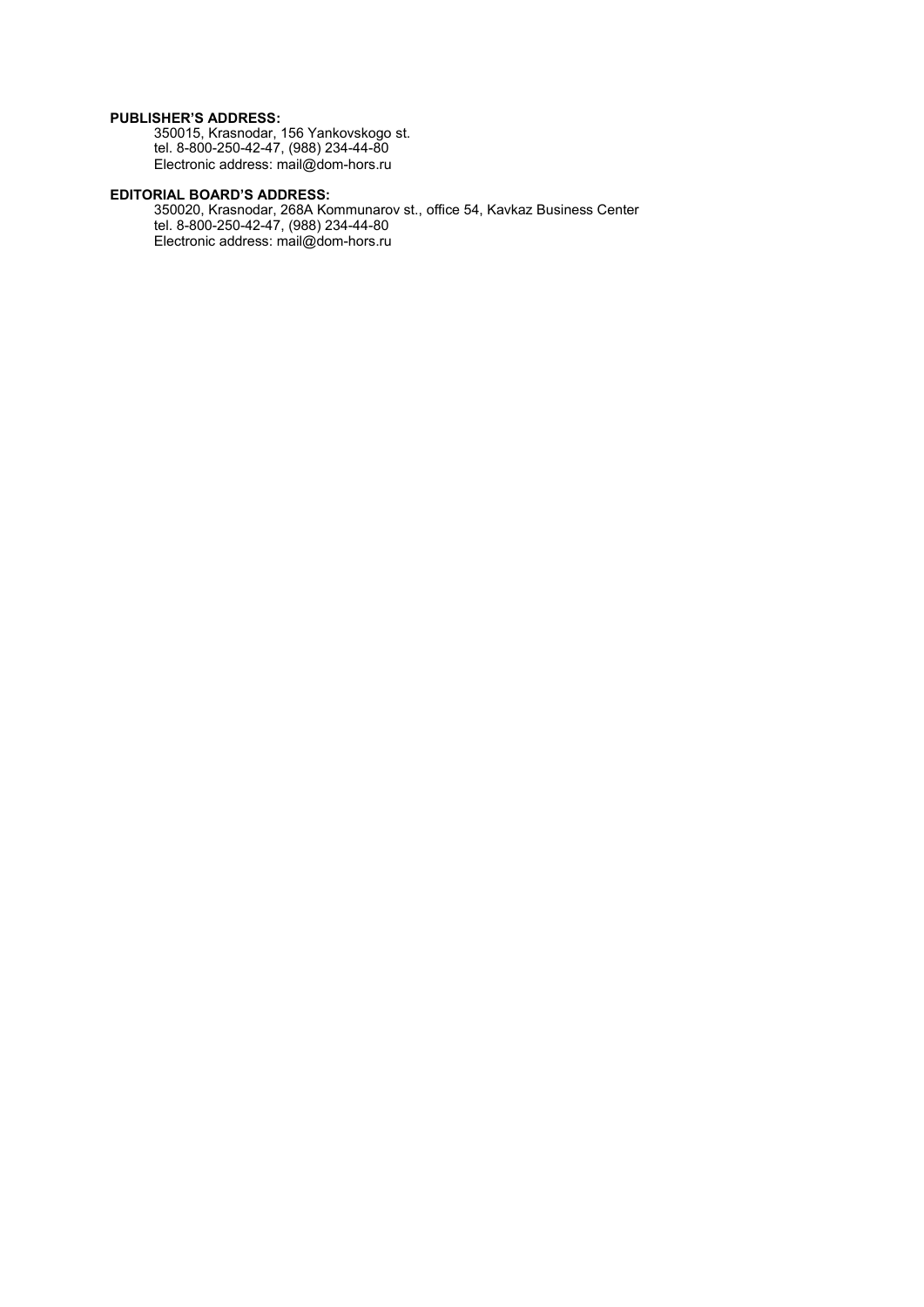**PUBLISHER'S ADDRESS:**

350015, Krasnodar, 156 Yankovskogo st.
tel. 8-800-250-42-47, (988) 234-44-80
Electronic address: mail@dom-hors.ru

**EDITORIAL BOARD'S ADDRESS:**

350020, Krasnodar, 268A Kommunarov st., office 54, Kavkaz Business Center
tel. 8-800-250-42-47, (988) 234-44-80
Electronic address: mail@dom-hors.ru